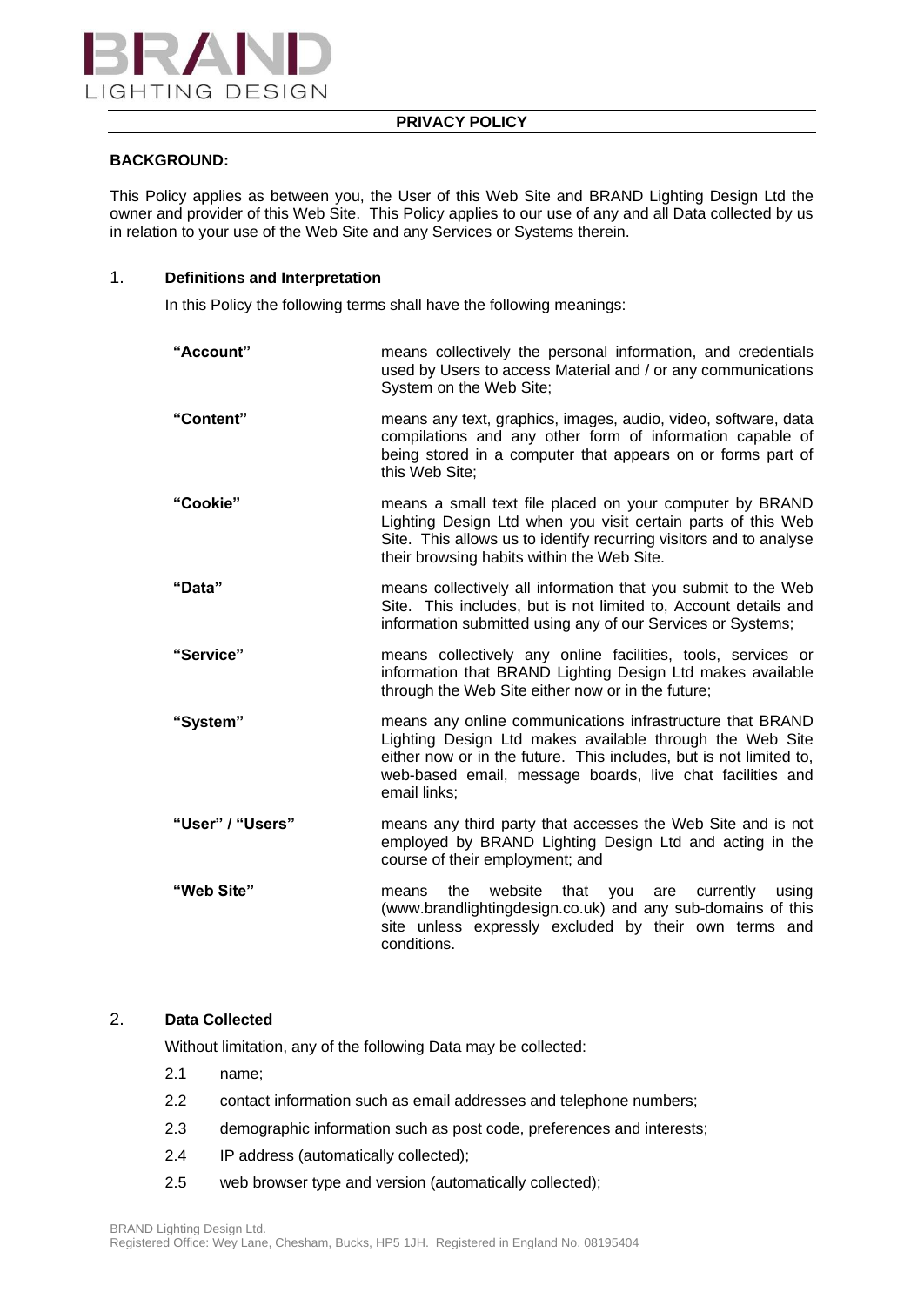# PRIVACY POLICY

**BACKGROUND:**

This Policy applies as between you, the User of this Web Site and BRAND Lighting Design Ltd the owner and provider of this Web Site. This Policy applies to our use of any and all Data collected by us in relation to your use of the Web Site and any Services or Systems therein.

## 1. Definitions and Interpretation

In this Policy the following terms shall have the following meanings:

| | |
|---|---|
| **"Account"** | means collectively the personal information, and credentials used by Users to access Material and / or any communications System on the Web Site; |
| **"Content"** | means any text, graphics, images, audio, video, software, data compilations and any other form of information capable of being stored in a computer that appears on or forms part of this Web Site; |
| **"Cookie"** | means a small text file placed on your computer by BRAND Lighting Design Ltd when you visit certain parts of this Web Site. This allows us to identify recurring visitors and to analyse their browsing habits within the Web Site. |
| **"Data"** | means collectively all information that you submit to the Web Site. This includes, but is not limited to, Account details and information submitted using any of our Services or Systems; |
| **"Service"** | means collectively any online facilities, tools, services or information that BRAND Lighting Design Ltd makes available through the Web Site either now or in the future; |
| **"System"** | means any online communications infrastructure that BRAND Lighting Design Ltd makes available through the Web Site either now or in the future. This includes, but is not limited to, web-based email, message boards, live chat facilities and email links; |
| **"User" / "Users"** | means any third party that accesses the Web Site and is not employed by BRAND Lighting Design Ltd and acting in the course of their employment; and |
| **"Web Site"** | means the website that you are currently using (www.brandlightingdesign.co.uk) and any sub-domains of this site unless expressly excluded by their own terms and conditions. |

## 2. Data Collected

Without limitation, any of the following Data may be collected:

2.1 name;

2.2 contact information such as email addresses and telephone numbers;

2.3 demographic information such as post code, preferences and interests;

2.4 IP address (automatically collected);

2.5 web browser type and version (automatically collected);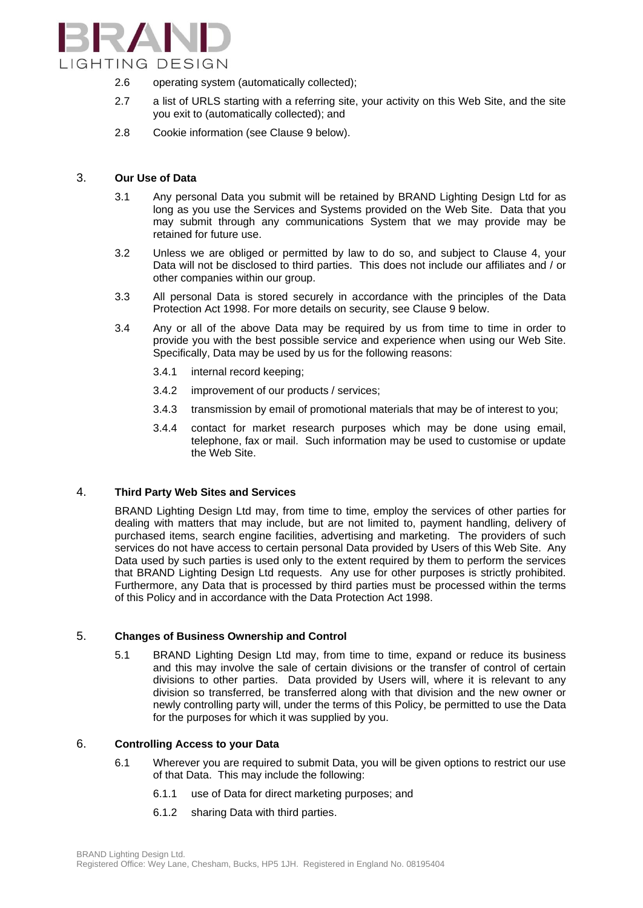2.6 operating system (automatically collected);

2.7 a list of URLS starting with a referring site, your activity on this Web Site, and the site you exit to (automatically collected); and

2.8 Cookie information (see Clause 9 below).

## 3. Our Use of Data

3.1 Any personal Data you submit will be retained by BRAND Lighting Design Ltd for as long as you use the Services and Systems provided on the Web Site. Data that you may submit through any communications System that we may provide may be retained for future use.

3.2 Unless we are obliged or permitted by law to do so, and subject to Clause 4, your Data will not be disclosed to third parties. This does not include our affiliates and / or other companies within our group.

3.3 All personal Data is stored securely in accordance with the principles of the Data Protection Act 1998. For more details on security, see Clause 9 below.

3.4 Any or all of the above Data may be required by us from time to time in order to provide you with the best possible service and experience when using our Web Site. Specifically, Data may be used by us for the following reasons:

3.4.1 internal record keeping;

3.4.2 improvement of our products / services;

3.4.3 transmission by email of promotional materials that may be of interest to you;

3.4.4 contact for market research purposes which may be done using email, telephone, fax or mail. Such information may be used to customise or update the Web Site.

## 4. Third Party Web Sites and Services

BRAND Lighting Design Ltd may, from time to time, employ the services of other parties for dealing with matters that may include, but are not limited to, payment handling, delivery of purchased items, search engine facilities, advertising and marketing. The providers of such services do not have access to certain personal Data provided by Users of this Web Site. Any Data used by such parties is used only to the extent required by them to perform the services that BRAND Lighting Design Ltd requests. Any use for other purposes is strictly prohibited. Furthermore, any Data that is processed by third parties must be processed within the terms of this Policy and in accordance with the Data Protection Act 1998.

## 5. Changes of Business Ownership and Control

5.1 BRAND Lighting Design Ltd may, from time to time, expand or reduce its business and this may involve the sale of certain divisions or the transfer of control of certain divisions to other parties. Data provided by Users will, where it is relevant to any division so transferred, be transferred along with that division and the new owner or newly controlling party will, under the terms of this Policy, be permitted to use the Data for the purposes for which it was supplied by you.

## 6. Controlling Access to your Data

6.1 Wherever you are required to submit Data, you will be given options to restrict our use of that Data. This may include the following:

6.1.1 use of Data for direct marketing purposes; and

6.1.2 sharing Data with third parties.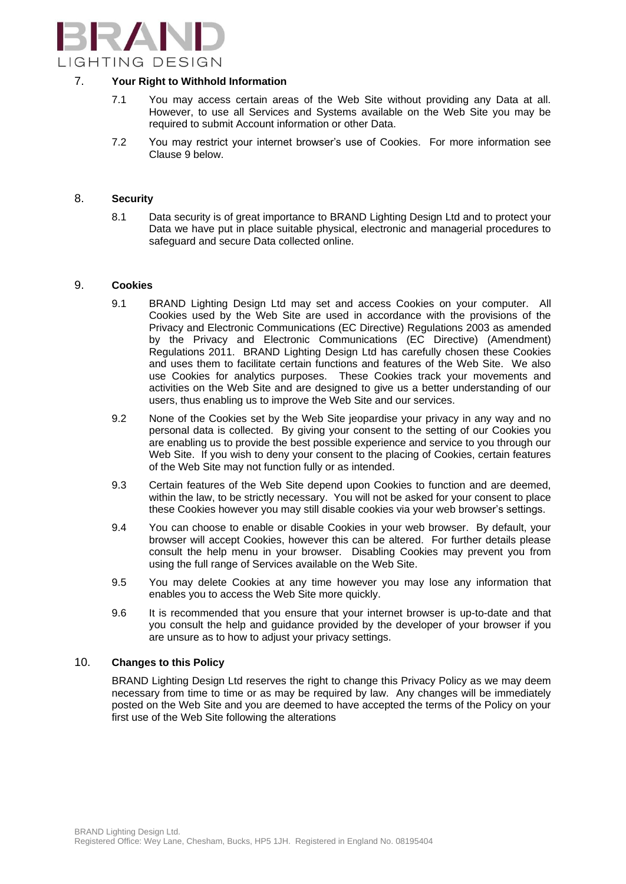## 7. Your Right to Withhold Information

7.1 You may access certain areas of the Web Site without providing any Data at all. However, to use all Services and Systems available on the Web Site you may be required to submit Account information or other Data.

7.2 You may restrict your internet browser's use of Cookies. For more information see Clause 9 below.

## 8. Security

8.1 Data security is of great importance to BRAND Lighting Design Ltd and to protect your Data we have put in place suitable physical, electronic and managerial procedures to safeguard and secure Data collected online.

## 9. Cookies

9.1 BRAND Lighting Design Ltd may set and access Cookies on your computer. All Cookies used by the Web Site are used in accordance with the provisions of the Privacy and Electronic Communications (EC Directive) Regulations 2003 as amended by the Privacy and Electronic Communications (EC Directive) (Amendment) Regulations 2011. BRAND Lighting Design Ltd has carefully chosen these Cookies and uses them to facilitate certain functions and features of the Web Site. We also use Cookies for analytics purposes. These Cookies track your movements and activities on the Web Site and are designed to give us a better understanding of our users, thus enabling us to improve the Web Site and our services.

9.2 None of the Cookies set by the Web Site jeopardise your privacy in any way and no personal data is collected. By giving your consent to the setting of our Cookies you are enabling us to provide the best possible experience and service to you through our Web Site. If you wish to deny your consent to the placing of Cookies, certain features of the Web Site may not function fully or as intended.

9.3 Certain features of the Web Site depend upon Cookies to function and are deemed, within the law, to be strictly necessary. You will not be asked for your consent to place these Cookies however you may still disable cookies via your web browser's settings.

9.4 You can choose to enable or disable Cookies in your web browser. By default, your browser will accept Cookies, however this can be altered. For further details please consult the help menu in your browser. Disabling Cookies may prevent you from using the full range of Services available on the Web Site.

9.5 You may delete Cookies at any time however you may lose any information that enables you to access the Web Site more quickly.

9.6 It is recommended that you ensure that your internet browser is up-to-date and that you consult the help and guidance provided by the developer of your browser if you are unsure as to how to adjust your privacy settings.

## 10. Changes to this Policy

BRAND Lighting Design Ltd reserves the right to change this Privacy Policy as we may deem necessary from time to time or as may be required by law. Any changes will be immediately posted on the Web Site and you are deemed to have accepted the terms of the Policy on your first use of the Web Site following the alterations